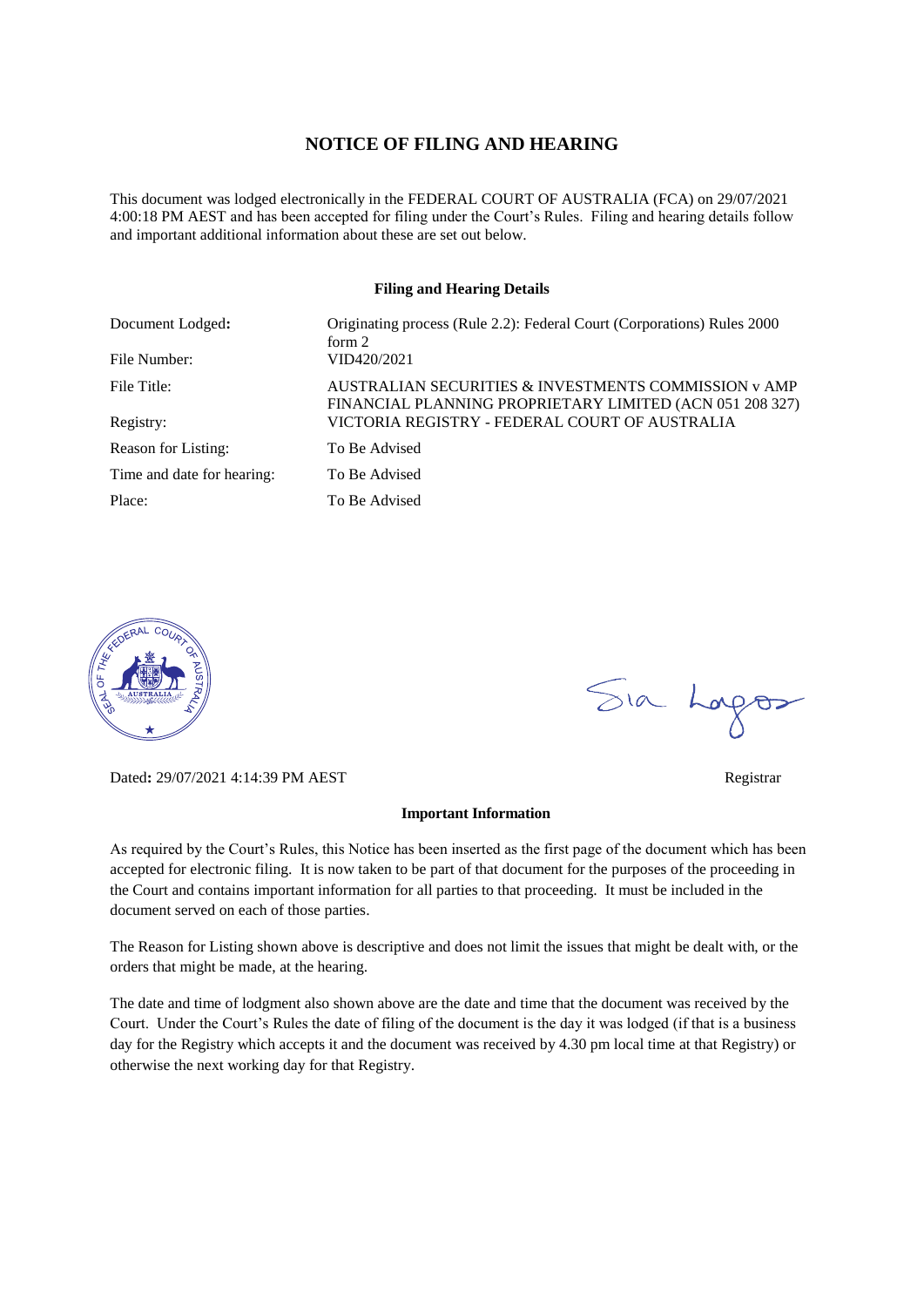# NOTICE OF FILING AND HEARING

This document was lodged electronically in the FEDERAL COURT OF AUSTRALIA (FCA) on 29/07/2021 4:00:18 PM AEST and has been accepted for filing under the Court's Rules. Filing and hearing details follow and important additional information about these are set out below.

**Filing and Hearing Details**

| | |
|---|---|
| Document Lodged: | Originating process (Rule 2.2): Federal Court (Corporations) Rules 2000 form 2 |
| File Number: | VID420/2021 |
| File Title: | AUSTRALIAN SECURITIES & INVESTMENTS COMMISSION v AMP FINANCIAL PLANNING PROPRIETARY LIMITED (ACN 051 208 327) |
| Registry: | VICTORIA REGISTRY - FEDERAL COURT OF AUSTRALIA |
| Reason for Listing: | To Be Advised |
| Time and date for hearing: | To Be Advised |
| Place: | To Be Advised |

Dated: 29/07/2021 4:14:39 PM AEST

Registrar

**Important Information**

As required by the Court's Rules, this Notice has been inserted as the first page of the document which has been accepted for electronic filing. It is now taken to be part of that document for the purposes of the proceeding in the Court and contains important information for all parties to that proceeding. It must be included in the document served on each of those parties.

The Reason for Listing shown above is descriptive and does not limit the issues that might be dealt with, or the orders that might be made, at the hearing.

The date and time of lodgment also shown above are the date and time that the document was received by the Court. Under the Court's Rules the date of filing of the document is the day it was lodged (if that is a business day for the Registry which accepts it and the document was received by 4.30 pm local time at that Registry) or otherwise the next working day for that Registry.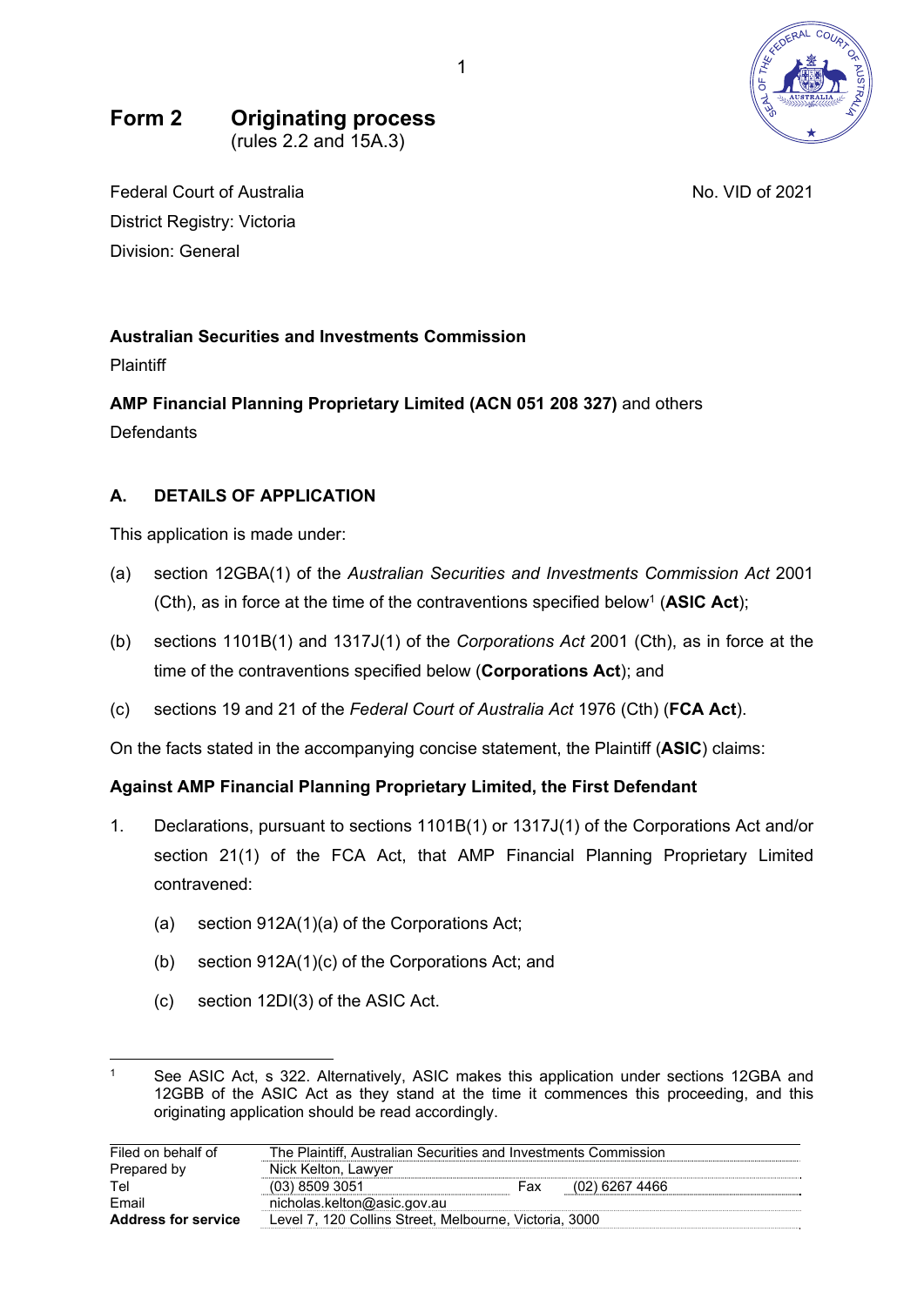# Form 2 Originating process

(rules 2.2 and 15A.3)

Federal Court of Australia

District Registry: Victoria

Division: General

No. VID of 2021

**Australian Securities and Investments Commission**

Plaintiff

**AMP Financial Planning Proprietary Limited (ACN 051 208 327)** and others

Defendants

## A. DETAILS OF APPLICATION

This application is made under:

(a) section 12GBA(1) of the *Australian Securities and Investments Commission Act* 2001 (Cth), as in force at the time of the contraventions specified below[1] (**ASIC Act**);

(b) sections 1101B(1) and 1317J(1) of the *Corporations Act* 2001 (Cth), as in force at the time of the contraventions specified below (**Corporations Act**); and

(c) sections 19 and 21 of the *Federal Court of Australia Act* 1976 (Cth) (**FCA Act**).

On the facts stated in the accompanying concise statement, the Plaintiff (**ASIC**) claims:

**Against AMP Financial Planning Proprietary Limited, the First Defendant**

1. Declarations, pursuant to sections 1101B(1) or 1317J(1) of the Corporations Act and/or section 21(1) of the FCA Act, that AMP Financial Planning Proprietary Limited contravened:

    (a) section 912A(1)(a) of the Corporations Act;

    (b) section 912A(1)(c) of the Corporations Act; and

    (c) section 12DI(3) of the ASIC Act.

[1] See ASIC Act, s 322. Alternatively, ASIC makes this application under sections 12GBA and 12GBB of the ASIC Act as they stand at the time it commences this proceeding, and this originating application should be read accordingly.

| | | | |
|---|---|---|---|
| Filed on behalf of | The Plaintiff, Australian Securities and Investments Commission | | |
| Prepared by | Nick Kelton, Lawyer | | |
| Tel | (03) 8509 3051 | Fax | (02) 6267 4466 |
| Email | nicholas.kelton@asic.gov.au | | |
| **Address for service** | Level 7, 120 Collins Street, Melbourne, Victoria, 3000 | | |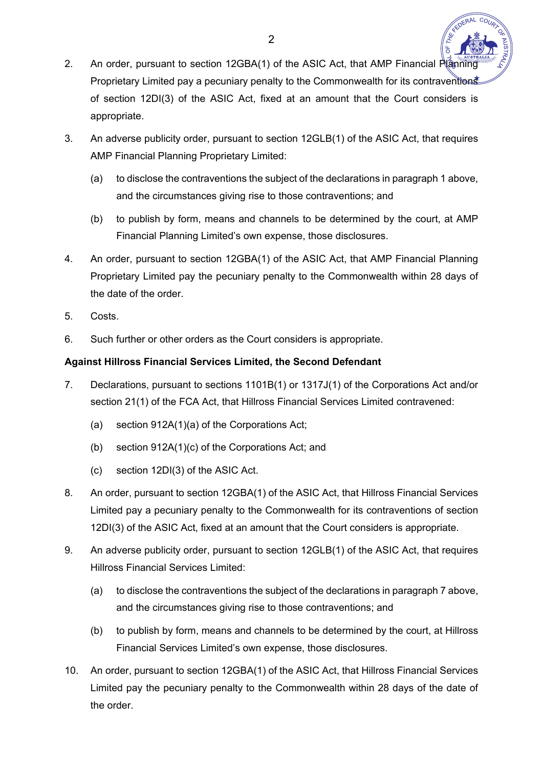2. An order, pursuant to section 12GBA(1) of the ASIC Act, that AMP Financial Planning Proprietary Limited pay a pecuniary penalty to the Commonwealth for its contraventions of section 12DI(3) of the ASIC Act, fixed at an amount that the Court considers is appropriate.

3. An adverse publicity order, pursuant to section 12GLB(1) of the ASIC Act, that requires AMP Financial Planning Proprietary Limited:

   (a) to disclose the contraventions the subject of the declarations in paragraph 1 above, and the circumstances giving rise to those contraventions; and

   (b) to publish by form, means and channels to be determined by the court, at AMP Financial Planning Limited's own expense, those disclosures.

4. An order, pursuant to section 12GBA(1) of the ASIC Act, that AMP Financial Planning Proprietary Limited pay the pecuniary penalty to the Commonwealth within 28 days of the date of the order.

5. Costs.

6. Such further or other orders as the Court considers is appropriate.

**Against Hillross Financial Services Limited, the Second Defendant**

7. Declarations, pursuant to sections 1101B(1) or 1317J(1) of the Corporations Act and/or section 21(1) of the FCA Act, that Hillross Financial Services Limited contravened:

   (a) section 912A(1)(a) of the Corporations Act;

   (b) section 912A(1)(c) of the Corporations Act; and

   (c) section 12DI(3) of the ASIC Act.

8. An order, pursuant to section 12GBA(1) of the ASIC Act, that Hillross Financial Services Limited pay a pecuniary penalty to the Commonwealth for its contraventions of section 12DI(3) of the ASIC Act, fixed at an amount that the Court considers is appropriate.

9. An adverse publicity order, pursuant to section 12GLB(1) of the ASIC Act, that requires Hillross Financial Services Limited:

   (a) to disclose the contraventions the subject of the declarations in paragraph 7 above, and the circumstances giving rise to those contraventions; and

   (b) to publish by form, means and channels to be determined by the court, at Hillross Financial Services Limited's own expense, those disclosures.

10. An order, pursuant to section 12GBA(1) of the ASIC Act, that Hillross Financial Services Limited pay the pecuniary penalty to the Commonwealth within 28 days of the date of the order.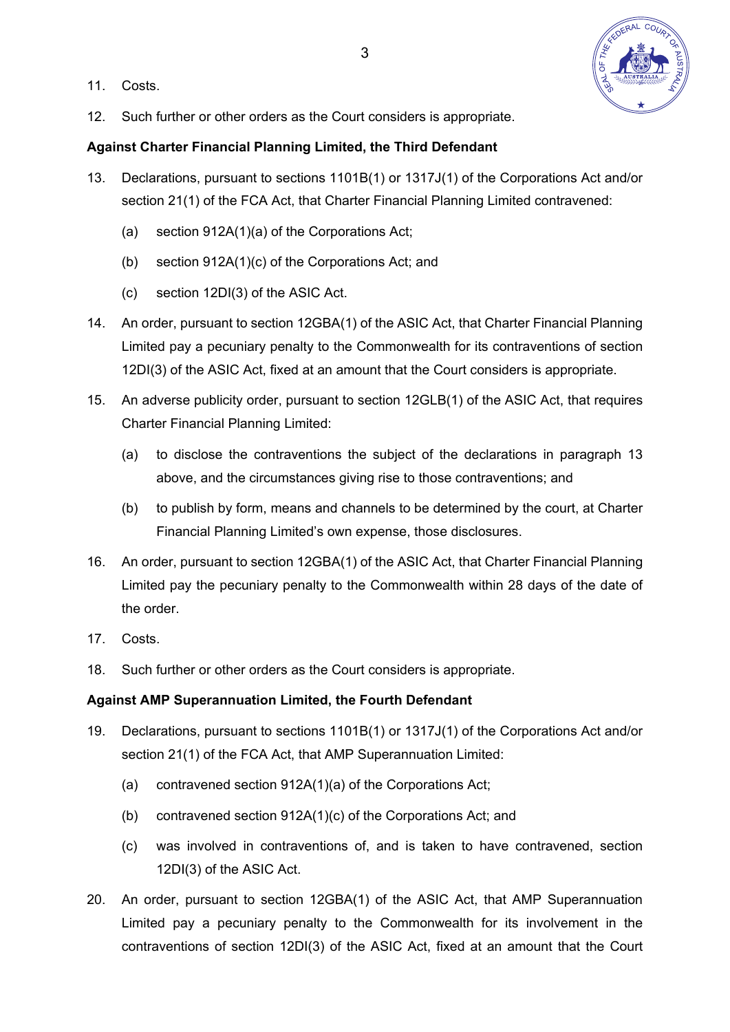11. Costs.

12. Such further or other orders as the Court considers is appropriate.

**Against Charter Financial Planning Limited, the Third Defendant**

13. Declarations, pursuant to sections 1101B(1) or 1317J(1) of the Corporations Act and/or section 21(1) of the FCA Act, that Charter Financial Planning Limited contravened:

    (a) section 912A(1)(a) of the Corporations Act;

    (b) section 912A(1)(c) of the Corporations Act; and

    (c) section 12DI(3) of the ASIC Act.

14. An order, pursuant to section 12GBA(1) of the ASIC Act, that Charter Financial Planning Limited pay a pecuniary penalty to the Commonwealth for its contraventions of section 12DI(3) of the ASIC Act, fixed at an amount that the Court considers is appropriate.

15. An adverse publicity order, pursuant to section 12GLB(1) of the ASIC Act, that requires Charter Financial Planning Limited:

    (a) to disclose the contraventions the subject of the declarations in paragraph 13 above, and the circumstances giving rise to those contraventions; and

    (b) to publish by form, means and channels to be determined by the court, at Charter Financial Planning Limited's own expense, those disclosures.

16. An order, pursuant to section 12GBA(1) of the ASIC Act, that Charter Financial Planning Limited pay the pecuniary penalty to the Commonwealth within 28 days of the date of the order.

17. Costs.

18. Such further or other orders as the Court considers is appropriate.

**Against AMP Superannuation Limited, the Fourth Defendant**

19. Declarations, pursuant to sections 1101B(1) or 1317J(1) of the Corporations Act and/or section 21(1) of the FCA Act, that AMP Superannuation Limited:

    (a) contravened section 912A(1)(a) of the Corporations Act;

    (b) contravened section 912A(1)(c) of the Corporations Act; and

    (c) was involved in contraventions of, and is taken to have contravened, section 12DI(3) of the ASIC Act.

20. An order, pursuant to section 12GBA(1) of the ASIC Act, that AMP Superannuation Limited pay a pecuniary penalty to the Commonwealth for its involvement in the contraventions of section 12DI(3) of the ASIC Act, fixed at an amount that the Court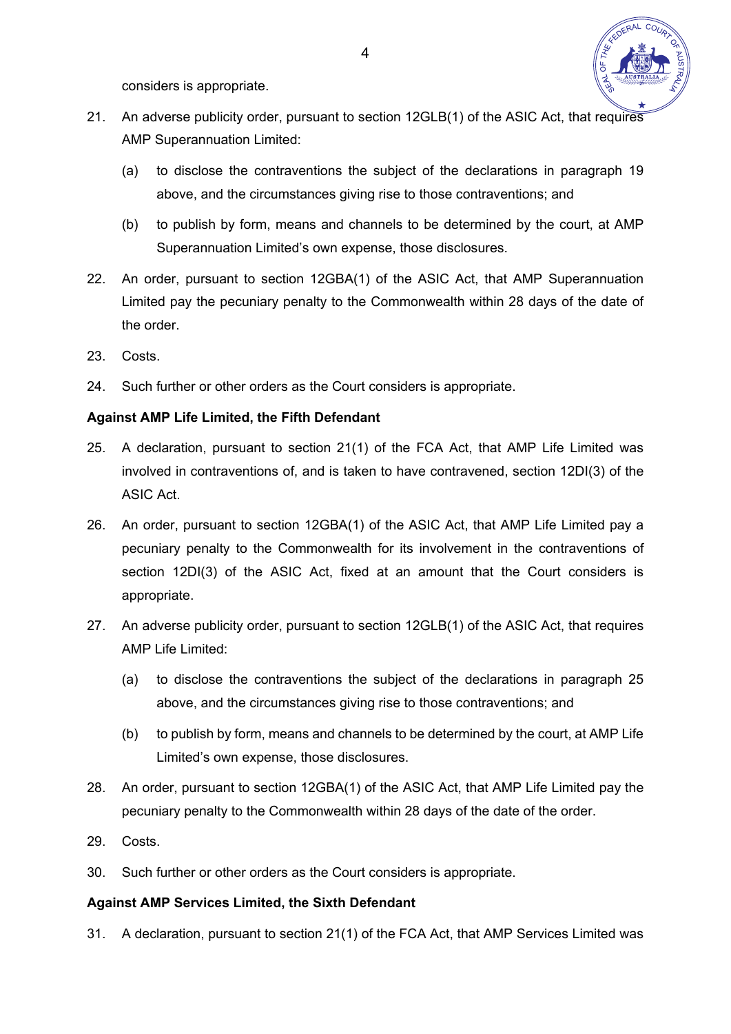considers is appropriate.

21. An adverse publicity order, pursuant to section 12GLB(1) of the ASIC Act, that requires AMP Superannuation Limited:

    (a) to disclose the contraventions the subject of the declarations in paragraph 19 above, and the circumstances giving rise to those contraventions; and

    (b) to publish by form, means and channels to be determined by the court, at AMP Superannuation Limited's own expense, those disclosures.

22. An order, pursuant to section 12GBA(1) of the ASIC Act, that AMP Superannuation Limited pay the pecuniary penalty to the Commonwealth within 28 days of the date of the order.

23. Costs.

24. Such further or other orders as the Court considers is appropriate.

**Against AMP Life Limited, the Fifth Defendant**

25. A declaration, pursuant to section 21(1) of the FCA Act, that AMP Life Limited was involved in contraventions of, and is taken to have contravened, section 12DI(3) of the ASIC Act.

26. An order, pursuant to section 12GBA(1) of the ASIC Act, that AMP Life Limited pay a pecuniary penalty to the Commonwealth for its involvement in the contraventions of section 12DI(3) of the ASIC Act, fixed at an amount that the Court considers is appropriate.

27. An adverse publicity order, pursuant to section 12GLB(1) of the ASIC Act, that requires AMP Life Limited:

    (a) to disclose the contraventions the subject of the declarations in paragraph 25 above, and the circumstances giving rise to those contraventions; and

    (b) to publish by form, means and channels to be determined by the court, at AMP Life Limited's own expense, those disclosures.

28. An order, pursuant to section 12GBA(1) of the ASIC Act, that AMP Life Limited pay the pecuniary penalty to the Commonwealth within 28 days of the date of the order.

29. Costs.

30. Such further or other orders as the Court considers is appropriate.

**Against AMP Services Limited, the Sixth Defendant**

31. A declaration, pursuant to section 21(1) of the FCA Act, that AMP Services Limited was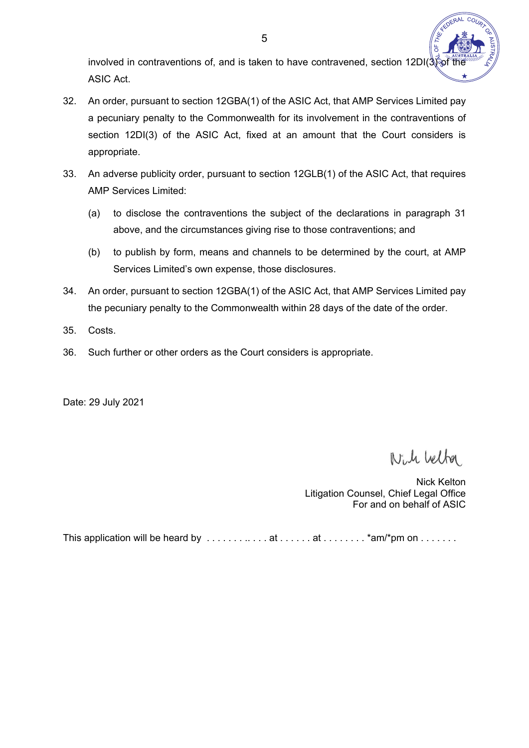involved in contraventions of, and is taken to have contravened, section 12DI(3) of the ASIC Act.

32. An order, pursuant to section 12GBA(1) of the ASIC Act, that AMP Services Limited pay a pecuniary penalty to the Commonwealth for its involvement in the contraventions of section 12DI(3) of the ASIC Act, fixed at an amount that the Court considers is appropriate.

33. An adverse publicity order, pursuant to section 12GLB(1) of the ASIC Act, that requires AMP Services Limited:

    (a) to disclose the contraventions the subject of the declarations in paragraph 31 above, and the circumstances giving rise to those contraventions; and

    (b) to publish by form, means and channels to be determined by the court, at AMP Services Limited's own expense, those disclosures.

34. An order, pursuant to section 12GBA(1) of the ASIC Act, that AMP Services Limited pay the pecuniary penalty to the Commonwealth within 28 days of the date of the order.

35. Costs.

36. Such further or other orders as the Court considers is appropriate.

Date: 29 July 2021

Nick Kelton
Litigation Counsel, Chief Legal Office
For and on behalf of ASIC

This application will be heard by . . . . . . . .. . . . at . . . . . . at . . . . . . . . *am/*pm on . . . . . . .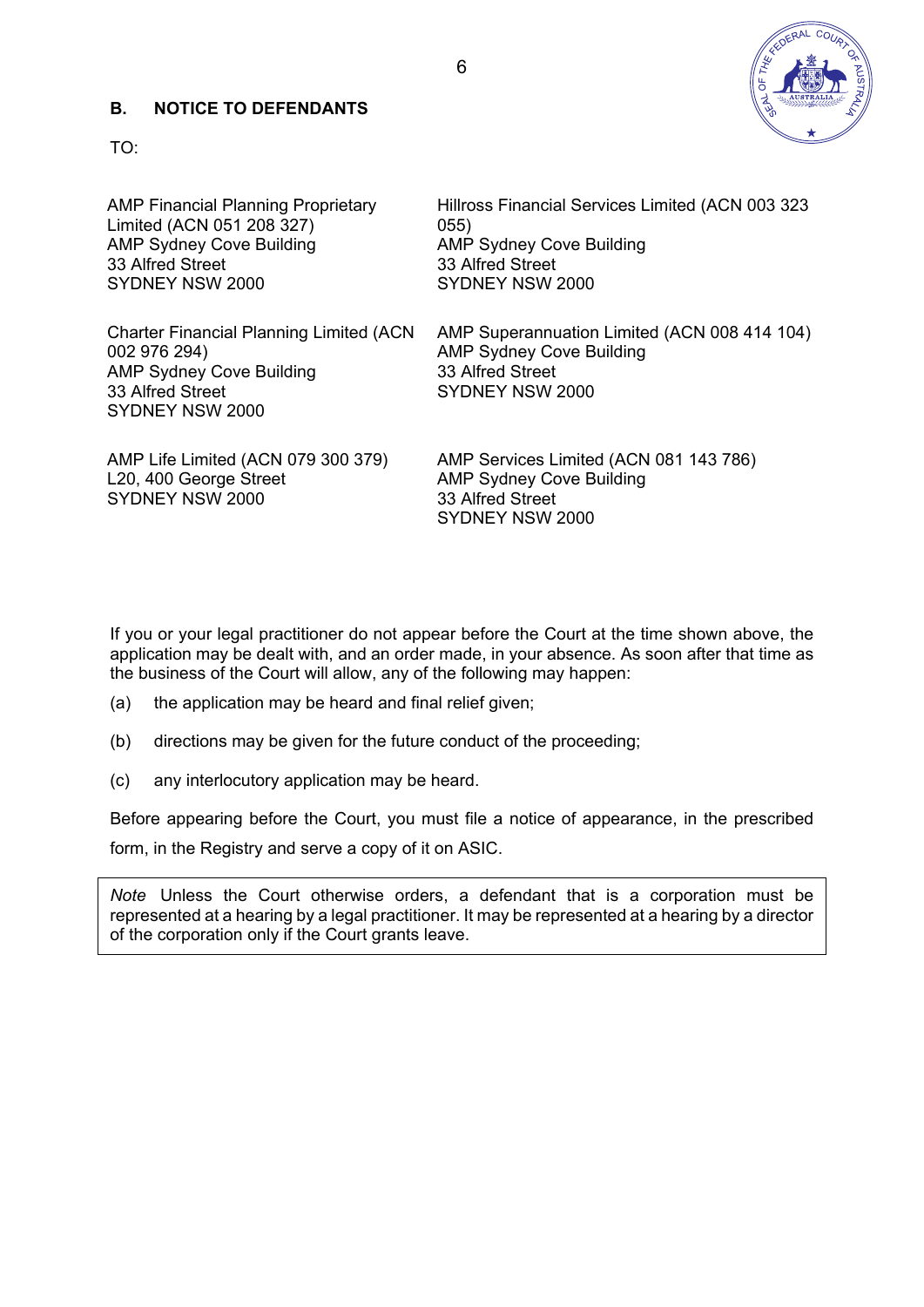## B. NOTICE TO DEFENDANTS

TO:

AMP Financial Planning Proprietary Limited (ACN 051 208 327)
AMP Sydney Cove Building
33 Alfred Street
SYDNEY NSW 2000

Hillross Financial Services Limited (ACN 003 323 055)
AMP Sydney Cove Building
33 Alfred Street
SYDNEY NSW 2000

Charter Financial Planning Limited (ACN 002 976 294)
AMP Sydney Cove Building
33 Alfred Street
SYDNEY NSW 2000

AMP Superannuation Limited (ACN 008 414 104)
AMP Sydney Cove Building
33 Alfred Street
SYDNEY NSW 2000

AMP Life Limited (ACN 079 300 379)
L20, 400 George Street
SYDNEY NSW 2000

AMP Services Limited (ACN 081 143 786)
AMP Sydney Cove Building
33 Alfred Street
SYDNEY NSW 2000

If you or your legal practitioner do not appear before the Court at the time shown above, the application may be dealt with, and an order made, in your absence. As soon after that time as the business of the Court will allow, any of the following may happen:

(a) the application may be heard and final relief given;

(b) directions may be given for the future conduct of the proceeding;

(c) any interlocutory application may be heard.

Before appearing before the Court, you must file a notice of appearance, in the prescribed form, in the Registry and serve a copy of it on ASIC.

> *Note* Unless the Court otherwise orders, a defendant that is a corporation must be represented at a hearing by a legal practitioner. It may be represented at a hearing by a director of the corporation only if the Court grants leave.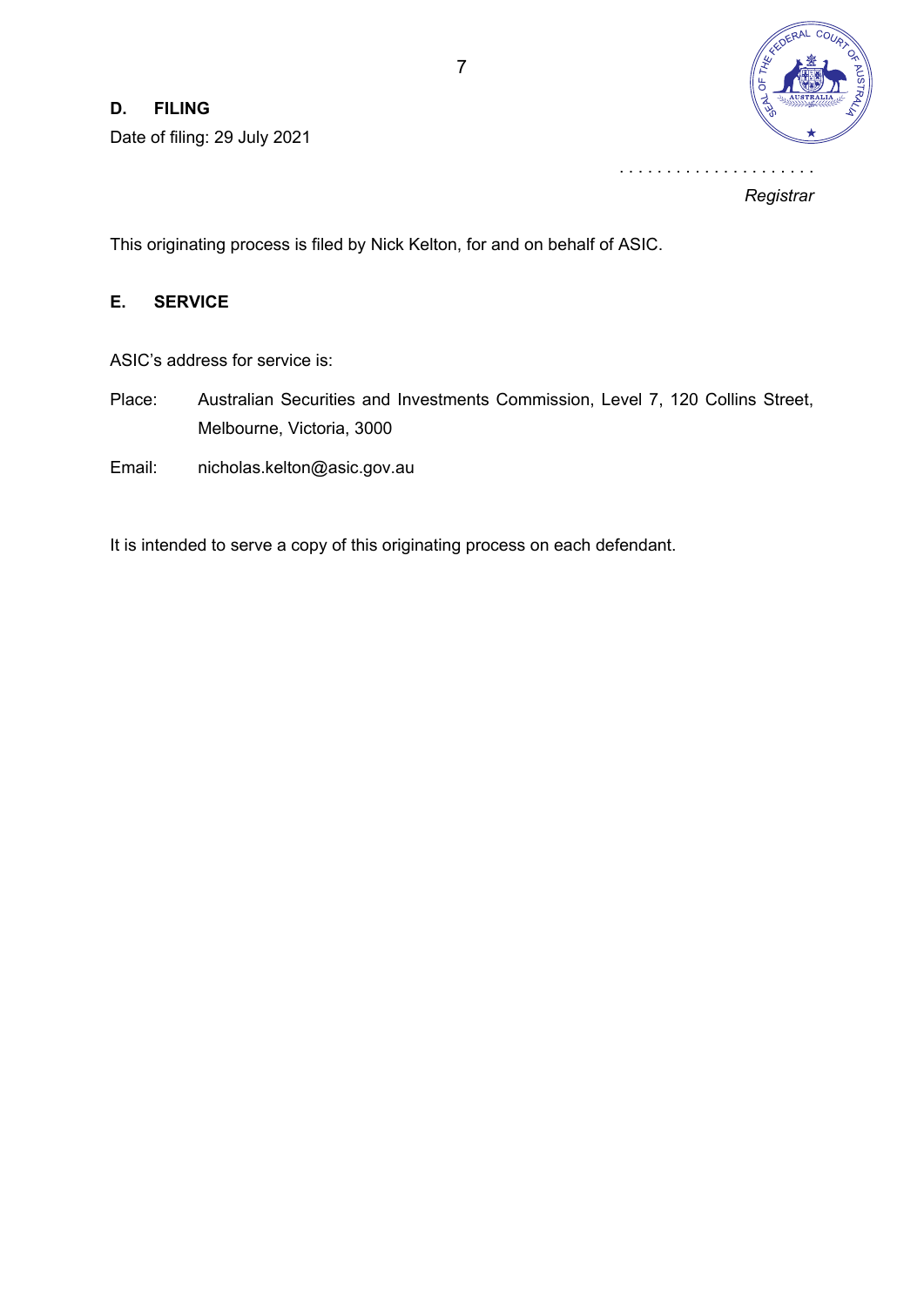## D. FILING

Date of filing: 29 July 2021

. . . . . . . . . . . . . . . . . . . . .

*Registrar*

This originating process is filed by Nick Kelton, for and on behalf of ASIC.

## E. SERVICE

ASIC's address for service is:

Place: Australian Securities and Investments Commission, Level 7, 120 Collins Street, Melbourne, Victoria, 3000

Email: nicholas.kelton@asic.gov.au

It is intended to serve a copy of this originating process on each defendant.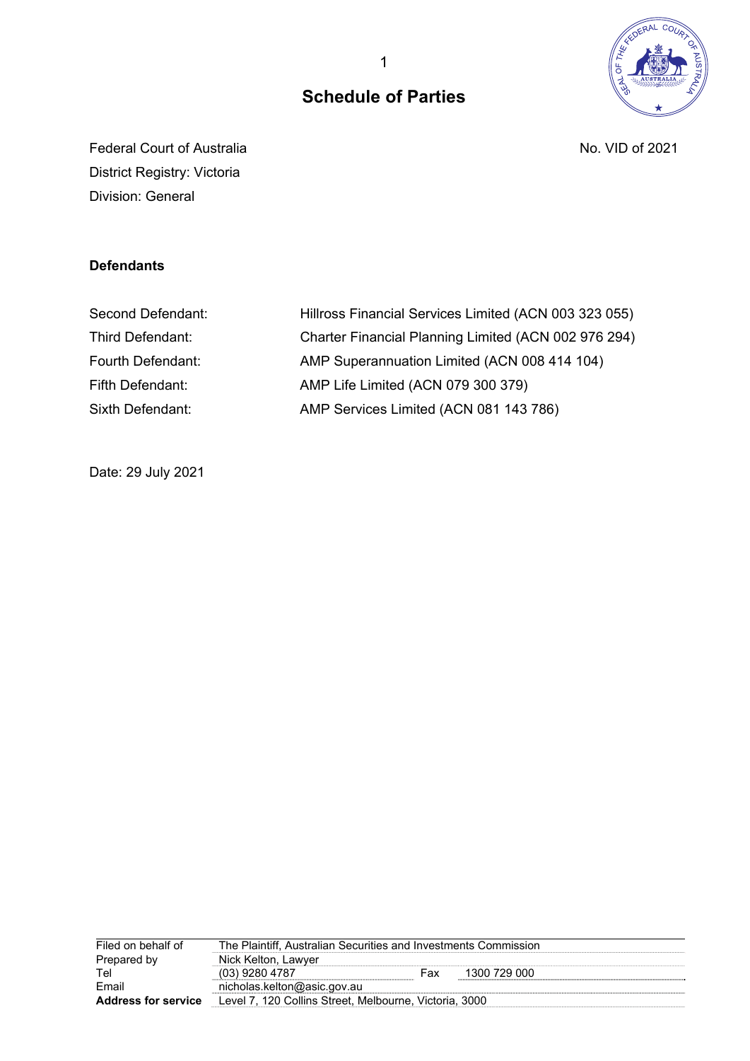# Schedule of Parties

Federal Court of Australia
District Registry: Victoria
Division: General

No. VID of 2021

**Defendants**

| | |
|---|---|
| Second Defendant: | Hillross Financial Services Limited (ACN 003 323 055) |
| Third Defendant: | Charter Financial Planning Limited (ACN 002 976 294) |
| Fourth Defendant: | AMP Superannuation Limited (ACN 008 414 104) |
| Fifth Defendant: | AMP Life Limited (ACN 079 300 379) |
| Sixth Defendant: | AMP Services Limited (ACN 081 143 786) |

Date: 29 July 2021

| | | | |
|---|---|---|---|
| Filed on behalf of | The Plaintiff, Australian Securities and Investments Commission | | |
| Prepared by | Nick Kelton, Lawyer | | |
| Tel | (03) 9280 4787 | Fax | 1300 729 000 |
| Email | nicholas.kelton@asic.gov.au | | |
| **Address for service** | Level 7, 120 Collins Street, Melbourne, Victoria, 3000 | | |